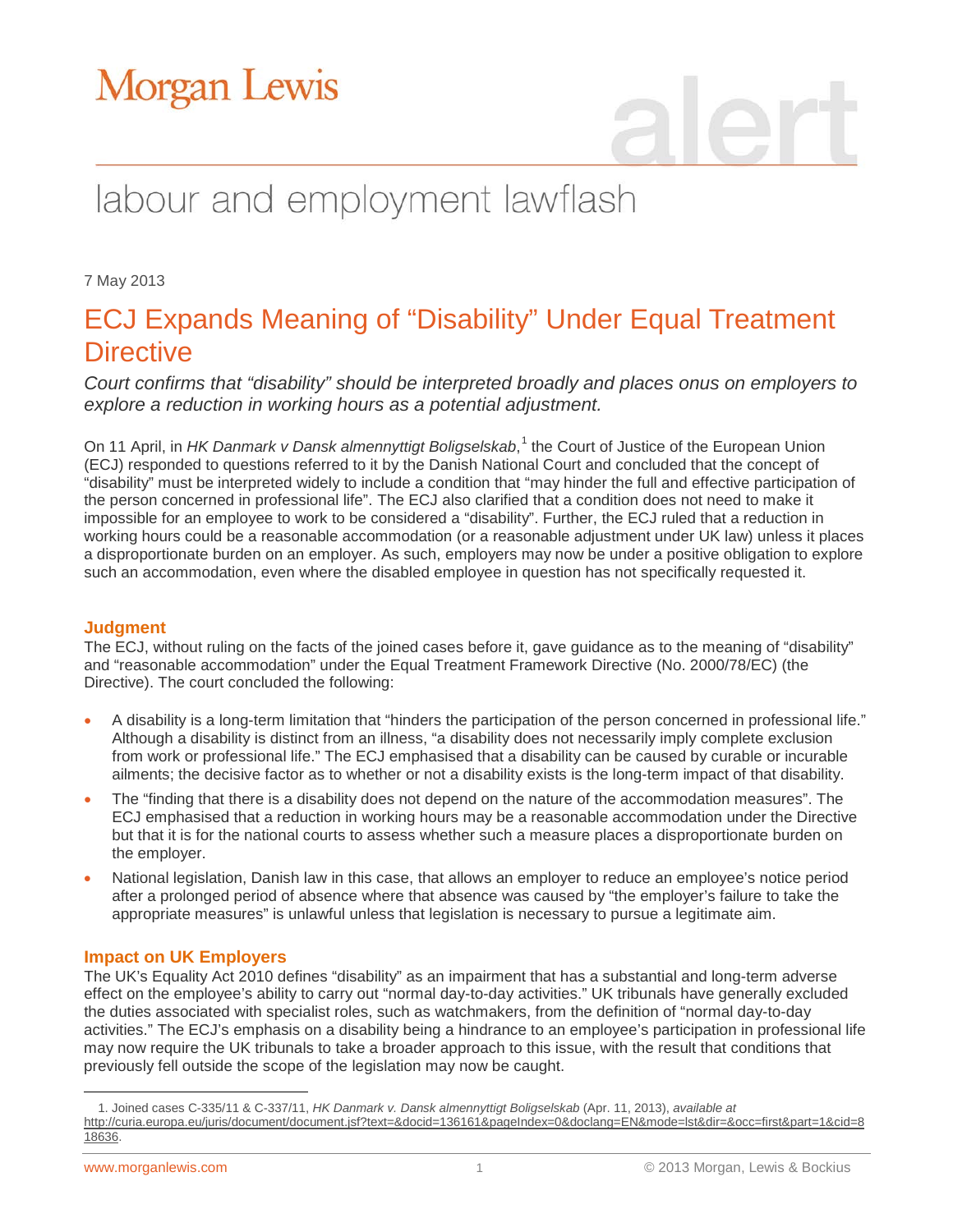# Morgan Lewis

# alert

## labour and employment lawflash

7 May 2013

# ECJ Expands Meaning of "Disability" Under Equal Treatment Directive

*Court confirms that "disability" should be interpreted broadly and places onus on employers to explore a reduction in working hours as a potential adjustment.*

On 11 April, in *HK Danmark v Dansk almennyttigt Boligselskab*,[1] the Court of Justice of the European Union (ECJ) responded to questions referred to it by the Danish National Court and concluded that the concept of "disability" must be interpreted widely to include a condition that "may hinder the full and effective participation of the person concerned in professional life". The ECJ also clarified that a condition does not need to make it impossible for an employee to work to be considered a "disability". Further, the ECJ ruled that a reduction in working hours could be a reasonable accommodation (or a reasonable adjustment under UK law) unless it places a disproportionate burden on an employer. As such, employers may now be under a positive obligation to explore such an accommodation, even where the disabled employee in question has not specifically requested it.

### Judgment

The ECJ, without ruling on the facts of the joined cases before it, gave guidance as to the meaning of "disability" and "reasonable accommodation" under the Equal Treatment Framework Directive (No. 2000/78/EC) (the Directive). The court concluded the following:

- A disability is a long-term limitation that "hinders the participation of the person concerned in professional life." Although a disability is distinct from an illness, "a disability does not necessarily imply complete exclusion from work or professional life." The ECJ emphasised that a disability can be caused by curable or incurable ailments; the decisive factor as to whether or not a disability exists is the long-term impact of that disability.
- The "finding that there is a disability does not depend on the nature of the accommodation measures". The ECJ emphasised that a reduction in working hours may be a reasonable accommodation under the Directive but that it is for the national courts to assess whether such a measure places a disproportionate burden on the employer.
- National legislation, Danish law in this case, that allows an employer to reduce an employee's notice period after a prolonged period of absence where that absence was caused by "the employer's failure to take the appropriate measures" is unlawful unless that legislation is necessary to pursue a legitimate aim.

### Impact on UK Employers

The UK's Equality Act 2010 defines "disability" as an impairment that has a substantial and long-term adverse effect on the employee's ability to carry out "normal day-to-day activities." UK tribunals have generally excluded the duties associated with specialist roles, such as watchmakers, from the definition of "normal day-to-day activities." The ECJ's emphasis on a disability being a hindrance to an employee's participation in professional life may now require the UK tribunals to take a broader approach to this issue, with the result that conditions that previously fell outside the scope of the legislation may now be caught.

---

1. Joined cases C-335/11 & C-337/11, *HK Danmark v. Dansk almennyttigt Boligselskab* (Apr. 11, 2013), *available at* http://curia.europa.eu/juris/document/document.jsf?text=&docid=136161&pageIndex=0&doclang=EN&mode=lst&dir=&occ=first&part=1&cid=818636.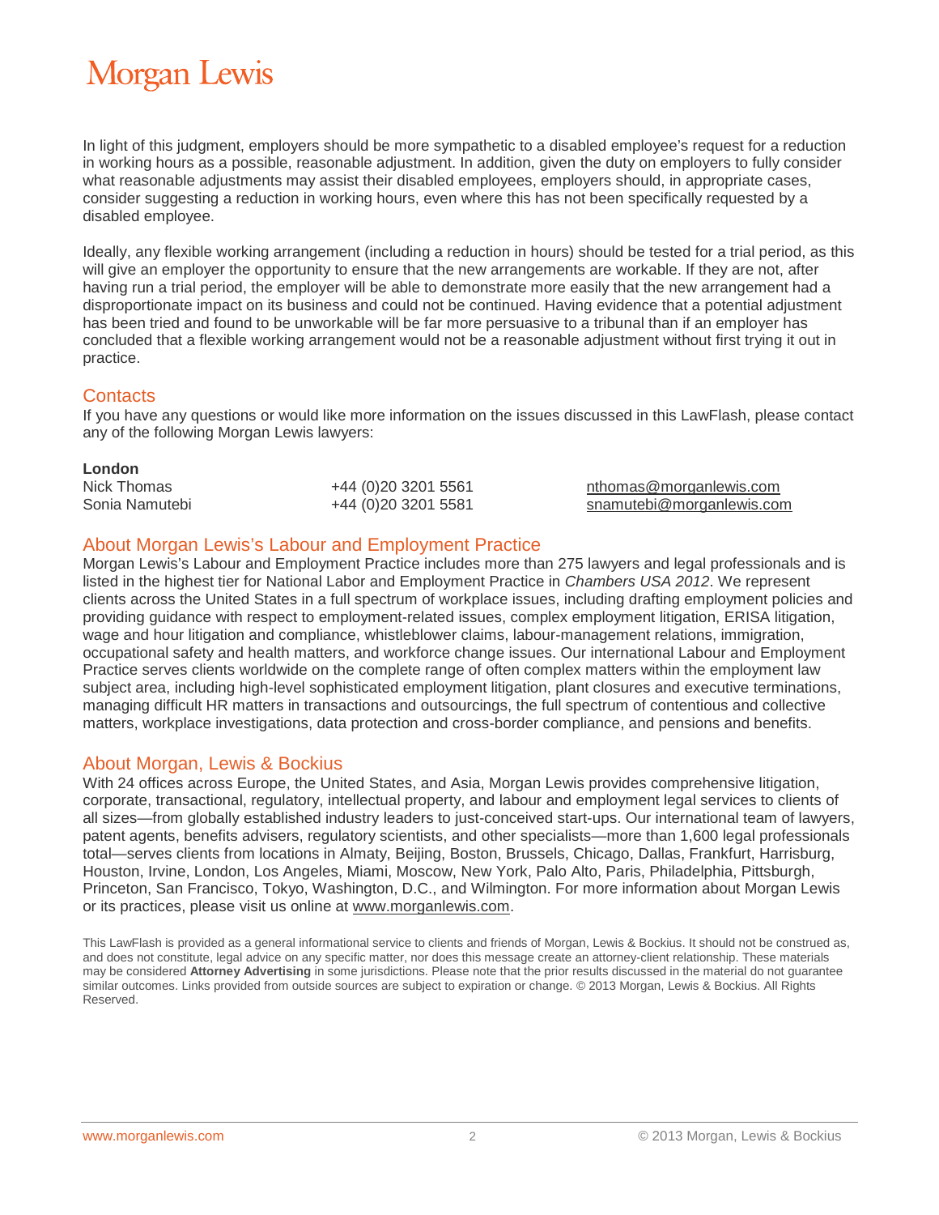In light of this judgment, employers should be more sympathetic to a disabled employee's request for a reduction in working hours as a possible, reasonable adjustment. In addition, given the duty on employers to fully consider what reasonable adjustments may assist their disabled employees, employers should, in appropriate cases, consider suggesting a reduction in working hours, even where this has not been specifically requested by a disabled employee.

Ideally, any flexible working arrangement (including a reduction in hours) should be tested for a trial period, as this will give an employer the opportunity to ensure that the new arrangements are workable. If they are not, after having run a trial period, the employer will be able to demonstrate more easily that the new arrangement had a disproportionate impact on its business and could not be continued. Having evidence that a potential adjustment has been tried and found to be unworkable will be far more persuasive to a tribunal than if an employer has concluded that a flexible working arrangement would not be a reasonable adjustment without first trying it out in practice.

## Contacts

If you have any questions or would like more information on the issues discussed in this LawFlash, please contact any of the following Morgan Lewis lawyers:

**London**

| | | |
|---|---|---|
| Nick Thomas | +44 (0)20 3201 5561 | nthomas@morganlewis.com |
| Sonia Namutebi | +44 (0)20 3201 5581 | snamutebi@morganlewis.com |

## About Morgan Lewis's Labour and Employment Practice

Morgan Lewis's Labour and Employment Practice includes more than 275 lawyers and legal professionals and is listed in the highest tier for National Labor and Employment Practice in *Chambers USA 2012*. We represent clients across the United States in a full spectrum of workplace issues, including drafting employment policies and providing guidance with respect to employment-related issues, complex employment litigation, ERISA litigation, wage and hour litigation and compliance, whistleblower claims, labour-management relations, immigration, occupational safety and health matters, and workforce change issues. Our international Labour and Employment Practice serves clients worldwide on the complete range of often complex matters within the employment law subject area, including high-level sophisticated employment litigation, plant closures and executive terminations, managing difficult HR matters in transactions and outsourcings, the full spectrum of contentious and collective matters, workplace investigations, data protection and cross-border compliance, and pensions and benefits.

## About Morgan, Lewis & Bockius

With 24 offices across Europe, the United States, and Asia, Morgan Lewis provides comprehensive litigation, corporate, transactional, regulatory, intellectual property, and labour and employment legal services to clients of all sizes—from globally established industry leaders to just-conceived start-ups. Our international team of lawyers, patent agents, benefits advisers, regulatory scientists, and other specialists—more than 1,600 legal professionals total—serves clients from locations in Almaty, Beijing, Boston, Brussels, Chicago, Dallas, Frankfurt, Harrisburg, Houston, Irvine, London, Los Angeles, Miami, Moscow, New York, Palo Alto, Paris, Philadelphia, Pittsburgh, Princeton, San Francisco, Tokyo, Washington, D.C., and Wilmington. For more information about Morgan Lewis or its practices, please visit us online at www.morganlewis.com.

This LawFlash is provided as a general informational service to clients and friends of Morgan, Lewis & Bockius. It should not be construed as, and does not constitute, legal advice on any specific matter, nor does this message create an attorney-client relationship. These materials may be considered **Attorney Advertising** in some jurisdictions. Please note that the prior results discussed in the material do not guarantee similar outcomes. Links provided from outside sources are subject to expiration or change. © 2013 Morgan, Lewis & Bockius. All Rights Reserved.